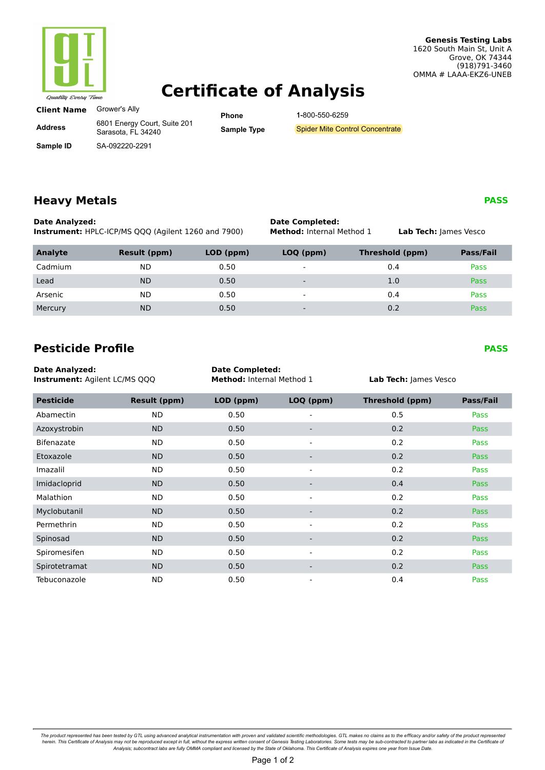Quality Every Time

**Genesis Testing Labs**
1620 South Main St, Unit A
Grove, OK 74344
(918)791-3460
OMMA # LAAA-EKZ6-UNEB

# Certificate of Analysis

| | | | |
|---|---|---|---|
| **Client Name** | Grower's Ally | **Phone** | 1-800-550-6259 |
| **Address** | 6801 Energy Court, Suite 201 Sarasota, FL 34240 | **Sample Type** | Spider Mite Control Concentrate |
| **Sample ID** | SA-092220-2291 | | |

## Heavy Metals **PASS**

**Date Analyzed:**
**Instrument:** HPLC-ICP/MS QQQ (Agilent 1260 and 7900)

**Date Completed:**
**Method:** Internal Method 1

**Lab Tech:** James Vesco

| Analyte | Result (ppm) | LOD (ppm) | LOQ (ppm) | Threshold (ppm) | Pass/Fail |
|---|---|---|---|---|---|
| Cadmium | ND | 0.50 | - | 0.4 | Pass |
| Lead | ND | 0.50 | - | 1.0 | Pass |
| Arsenic | ND | 0.50 | - | 0.4 | Pass |
| Mercury | ND | 0.50 | - | 0.2 | Pass |

## Pesticide Profile **PASS**

**Date Analyzed:**
**Instrument:** Agilent LC/MS QQQ

**Date Completed:**
**Method:** Internal Method 1

**Lab Tech:** James Vesco

| Pesticide | Result (ppm) | LOD (ppm) | LOQ (ppm) | Threshold (ppm) | Pass/Fail |
|---|---|---|---|---|---|
| Abamectin | ND | 0.50 | - | 0.5 | Pass |
| Azoxystrobin | ND | 0.50 | - | 0.2 | Pass |
| Bifenazate | ND | 0.50 | - | 0.2 | Pass |
| Etoxazole | ND | 0.50 | - | 0.2 | Pass |
| Imazalil | ND | 0.50 | - | 0.2 | Pass |
| Imidacloprid | ND | 0.50 | - | 0.4 | Pass |
| Malathion | ND | 0.50 | - | 0.2 | Pass |
| Myclobutanil | ND | 0.50 | - | 0.2 | Pass |
| Permethrin | ND | 0.50 | - | 0.2 | Pass |
| Spinosad | ND | 0.50 | - | 0.2 | Pass |
| Spiromesifen | ND | 0.50 | - | 0.2 | Pass |
| Spirotetramat | ND | 0.50 | - | 0.2 | Pass |
| Tebuconazole | ND | 0.50 | - | 0.4 | Pass |

*The product represented has been tested by GTL using advanced analytical instrumentation with proven and validated scientific methodologies. GTL makes no claims as to the efficacy and/or safety of the product represented herein. This Certificate of Analysis may not be reproduced except in full, without the express written consent of Genesis Testing Laboratories. Some tests may be sub-contracted to partner labs as indicated in the Certificate of Analysis; subcontract labs are fully OMMA compliant and licensed by the State of Oklahoma. This Certificate of Analysis expires one year from Issue Date.*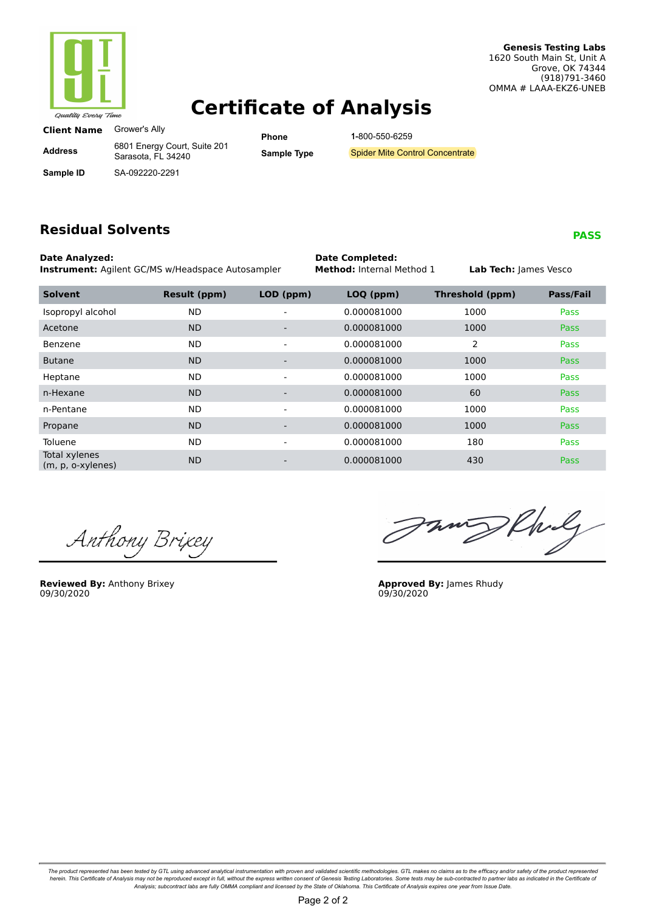Genesis Testing Labs
1620 South Main St, Unit A
Grove, OK 74344
(918)791-3460
OMMA # LAAA-EKZ6-UNEB

# Certificate of Analysis

**Client Name** Grower's Ally

**Address** 6801 Energy Court, Suite 201
Sarasota, FL 34240

**Sample ID** SA-092220-2291

**Phone** 1-800-550-6259

**Sample Type** Spider Mite Control Concentrate

## Residual Solvents

**PASS**

**Date Analyzed:**
**Instrument:** Agilent GC/MS w/Headspace Autosampler

**Date Completed:**
**Method:** Internal Method 1

**Lab Tech:** James Vesco

| Solvent | Result (ppm) | LOD (ppm) | LOQ (ppm) | Threshold (ppm) | Pass/Fail |
|---|---|---|---|---|---|
| Isopropyl alcohol | ND | - | 0.000081000 | 1000 | Pass |
| Acetone | ND | - | 0.000081000 | 1000 | Pass |
| Benzene | ND | - | 0.000081000 | 2 | Pass |
| Butane | ND | - | 0.000081000 | 1000 | Pass |
| Heptane | ND | - | 0.000081000 | 1000 | Pass |
| n-Hexane | ND | - | 0.000081000 | 60 | Pass |
| n-Pentane | ND | - | 0.000081000 | 1000 | Pass |
| Propane | ND | - | 0.000081000 | 1000 | Pass |
| Toluene | ND | - | 0.000081000 | 180 | Pass |
| Total xylenes (m, p, o-xylenes) | ND | - | 0.000081000 | 430 | Pass |

**Reviewed By:** Anthony Brixey
09/30/2020

**Approved By:** James Rhudy
09/30/2020

*The product represented has been tested by GTL using advanced analytical instrumentation with proven and validated scientific methodologies. GTL makes no claims as to the efficacy and/or safety of the product represented herein. This Certificate of Analysis may not be reproduced except in full, without the express written consent of Genesis Testing Laboratories. Some tests may be sub-contracted to partner labs as indicated in the Certificate of Analysis; subcontract labs are fully OMMA compliant and licensed by the State of Oklahoma. This Certificate of Analysis expires one year from Issue Date.*